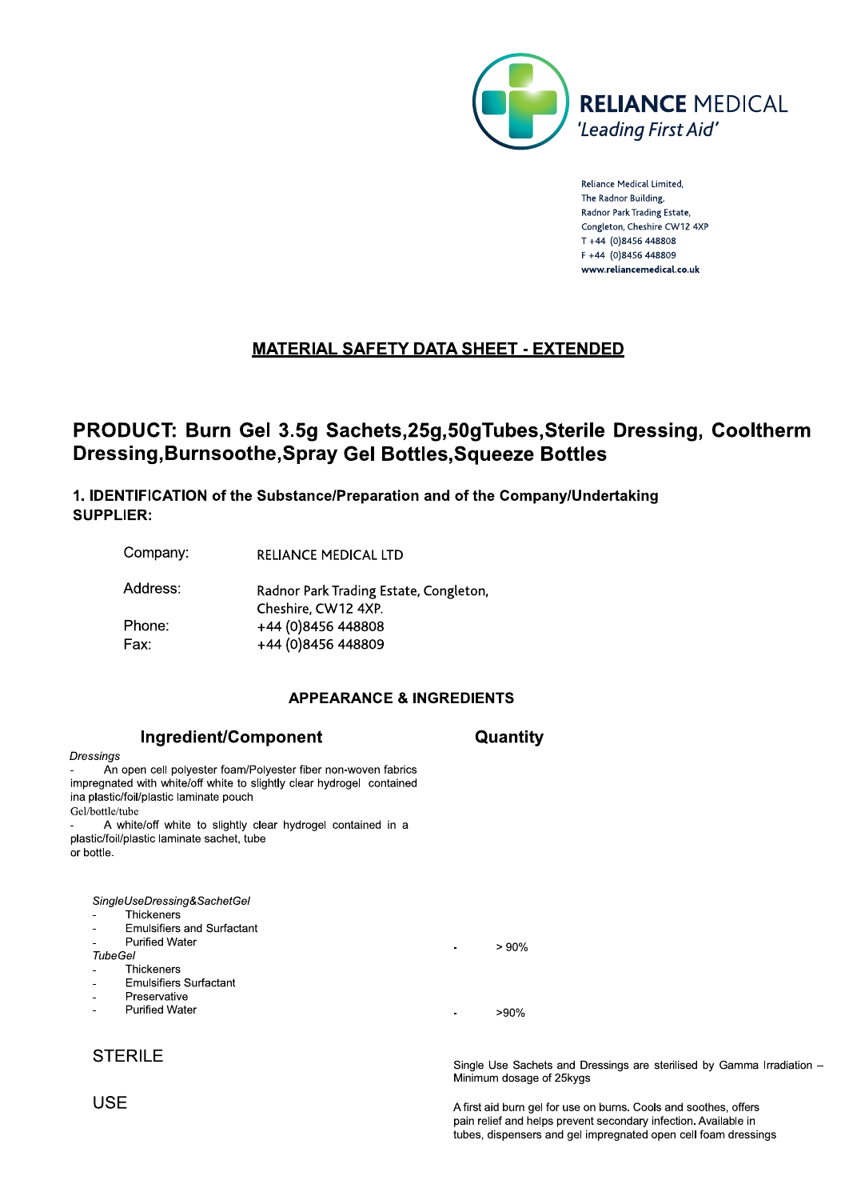**RELIANCE MEDICAL**
*'Leading First Aid'*

Reliance Medical Limited,
The Radnor Building,
Radnor Park Trading Estate,
Congleton, Cheshire CW12 4XP
T +44 (0)8456 448808
F +44 (0)8456 448809
**www.reliancemedical.co.uk**

# MATERIAL SAFETY DATA SHEET - EXTENDED

## PRODUCT: Burn Gel 3.5g Sachets,25g,50gTubes,Sterile Dressing, Cooltherm Dressing,Burnsoothe,Spray Gel Bottles,Squeeze Bottles

### 1. IDENTIFICATION of the Substance/Preparation and of the Company/Undertaking

**SUPPLIER:**

| | |
|---|---|
| Company: | RELIANCE MEDICAL LTD |
| Address: | Radnor Park Trading Estate, Congleton, Cheshire, CW12 4XP. |
| Phone: | +44 (0)8456 448808 |
| Fax: | +44 (0)8456 448809 |

### APPEARANCE & INGREDIENTS

| Ingredient/Component | Quantity |
|---|---|
| *Dressings*<br>- An open cell polyester foam/Polyester fiber non-woven fabrics impregnated with white/off white to slightly clear hydrogel contained ina plastic/foil/plastic laminate pouch<br>Gel/bottle/tube<br>- A white/off white to slightly clear hydrogel contained in a plastic/foil/plastic laminate sachet, tube or bottle. | |
| *SingleUseDressing&SachetGel*<br>- Thickeners<br>- Emulsifiers and Surfactant<br>- Purified Water | - > 90% |
| *TubeGel*<br>- Thickeners<br>- Emulsifiers Surfactant<br>- Preservative<br>- Purified Water | - >90% |
| STERILE | Single Use Sachets and Dressings are sterilised by Gamma Irradiation – Minimum dosage of 25kygs |
| USE | A first aid burn gel for use on burns. Cools and soothes, offers pain relief and helps prevent secondary infection. Available in tubes, dispensers and gel impregnated open cell foam dressings |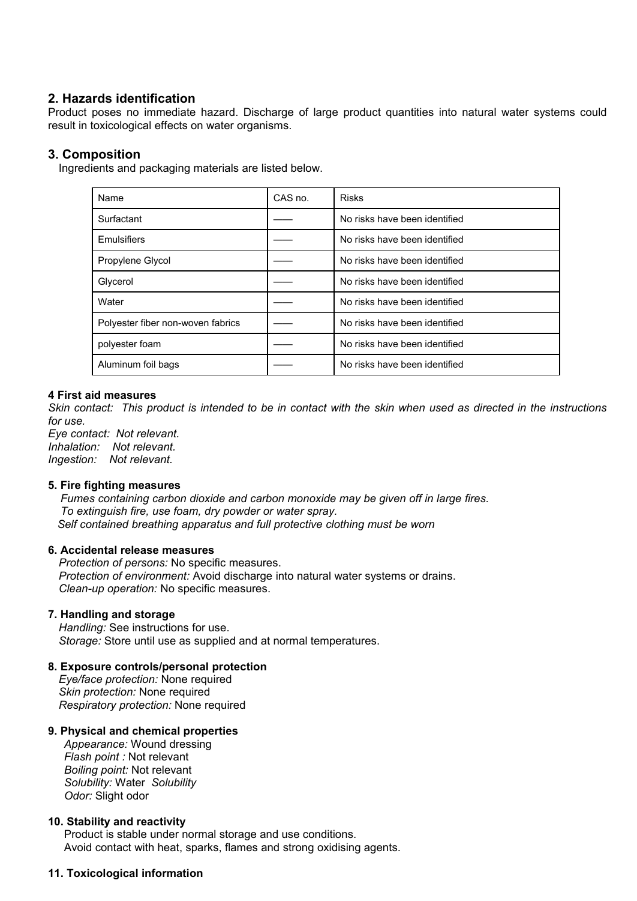## 2. Hazards identification

Product poses no immediate hazard. Discharge of large product quantities into natural water systems could result in toxicological effects on water organisms.

## 3. Composition

Ingredients and packaging materials are listed below.

| Name | CAS no. | Risks |
|---|---|---|
| Surfactant | —— | No risks have been identified |
| Emulsifiers | —— | No risks have been identified |
| Propylene Glycol | —— | No risks have been identified |
| Glycerol | —— | No risks have been identified |
| Water | —— | No risks have been identified |
| Polyester fiber non-woven fabrics | —— | No risks have been identified |
| polyester foam | —— | No risks have been identified |
| Aluminum foil bags | —— | No risks have been identified |

### 4 First aid measures

*Skin contact: This product is intended to be in contact with the skin when used as directed in the instructions for use.*
*Eye contact: Not relevant.*
*Inhalation: Not relevant.*
*Ingestion: Not relevant.*

### 5. Fire fighting measures

*Fumes containing carbon dioxide and carbon monoxide may be given off in large fires.*
*To extinguish fire, use foam, dry powder or water spray.*
*Self contained breathing apparatus and full protective clothing must be worn*

### 6. Accidental release measures

*Protection of persons:* No specific measures.
*Protection of environment:* Avoid discharge into natural water systems or drains.
*Clean-up operation:* No specific measures.

### 7. Handling and storage

*Handling:* See instructions for use.
*Storage:* Store until use as supplied and at normal temperatures.

### 8. Exposure controls/personal protection

*Eye/face protection:* None required
*Skin protection:* None required
*Respiratory protection:* None required

### 9. Physical and chemical properties

*Appearance:* Wound dressing
*Flash point :* Not relevant
*Boiling point:* Not relevant
*Solubility:* Water *Solubility*
*Odor:* Slight odor

### 10. Stability and reactivity

Product is stable under normal storage and use conditions.
Avoid contact with heat, sparks, flames and strong oxidising agents.

### 11. Toxicological information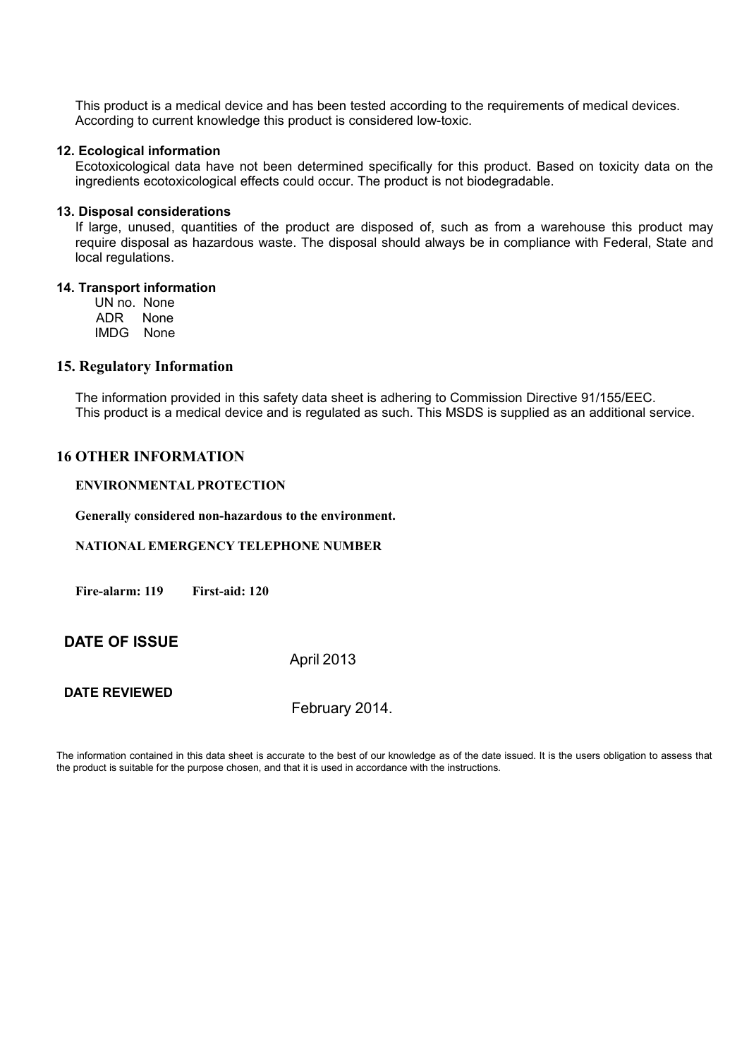This product is a medical device and has been tested according to the requirements of medical devices. According to current knowledge this product is considered low-toxic.

### 12. Ecological information

Ecotoxicological data have not been determined specifically for this product. Based on toxicity data on the ingredients ecotoxicological effects could occur. The product is not biodegradable.

### 13. Disposal considerations

If large, unused, quantities of the product are disposed of, such as from a warehouse this product may require disposal as hazardous waste. The disposal should always be in compliance with Federal, State and local regulations.

### 14. Transport information

UN no. None
ADR None
IMDG None

## 15. Regulatory Information

The information provided in this safety data sheet is adhering to Commission Directive 91/155/EEC.
This product is a medical device and is regulated as such. This MSDS is supplied as an additional service.

## 16 OTHER INFORMATION

**ENVIRONMENTAL PROTECTION**

**Generally considered non-hazardous to the environment.**

**NATIONAL EMERGENCY TELEPHONE NUMBER**

**Fire-alarm: 119 First-aid: 120**

**DATE OF ISSUE**

April 2013

**DATE REVIEWED**

February 2014.

The information contained in this data sheet is accurate to the best of our knowledge as of the date issued. It is the users obligation to assess that the product is suitable for the purpose chosen, and that it is used in accordance with the instructions.